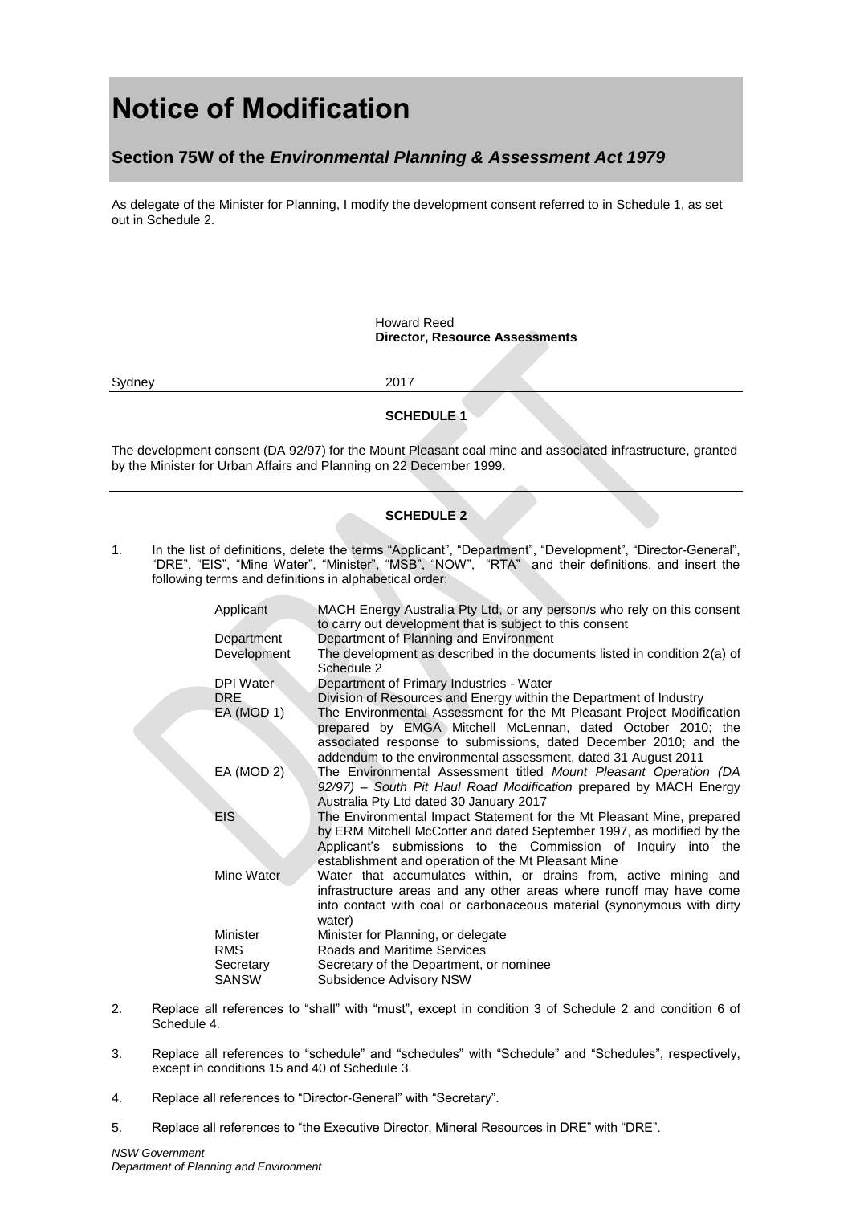# Notice of Modification

## Section 75W of the *Environmental Planning & Assessment Act 1979*

As delegate of the Minister for Planning, I modify the development consent referred to in Schedule 1, as set out in Schedule 2.

Howard Reed
**Director, Resource Assessments**

Sydney 2017

**SCHEDULE 1**

The development consent (DA 92/97) for the Mount Pleasant coal mine and associated infrastructure, granted by the Minister for Urban Affairs and Planning on 22 December 1999.

**SCHEDULE 2**

1. In the list of definitions, delete the terms "Applicant", "Department", "Development", "Director-General", "DRE", "EIS", "Mine Water", "Minister", "MSB", "NOW", "RTA" and their definitions, and insert the following terms and definitions in alphabetical order:

| | |
|---|---|
| Applicant | MACH Energy Australia Pty Ltd, or any person/s who rely on this consent to carry out development that is subject to this consent |
| Department | Department of Planning and Environment |
| Development | The development as described in the documents listed in condition 2(a) of Schedule 2 |
| DPI Water | Department of Primary Industries - Water |
| DRE | Division of Resources and Energy within the Department of Industry |
| EA (MOD 1) | The Environmental Assessment for the Mt Pleasant Project Modification prepared by EMGA Mitchell McLennan, dated October 2010; the associated response to submissions, dated December 2010; and the addendum to the environmental assessment, dated 31 August 2011 |
| EA (MOD 2) | The Environmental Assessment titled *Mount Pleasant Operation (DA 92/97) – South Pit Haul Road Modification* prepared by MACH Energy Australia Pty Ltd dated 30 January 2017 |
| EIS | The Environmental Impact Statement for the Mt Pleasant Mine, prepared by ERM Mitchell McCotter and dated September 1997, as modified by the Applicant's submissions to the Commission of Inquiry into the establishment and operation of the Mt Pleasant Mine |
| Mine Water | Water that accumulates within, or drains from, active mining and infrastructure areas and any other areas where runoff may have come into contact with coal or carbonaceous material (synonymous with dirty water) |
| Minister | Minister for Planning, or delegate |
| RMS | Roads and Maritime Services |
| Secretary | Secretary of the Department, or nominee |
| SANSW | Subsidence Advisory NSW |

2. Replace all references to "shall" with "must", except in condition 3 of Schedule 2 and condition 6 of Schedule 4.

3. Replace all references to "schedule" and "schedules" with "Schedule" and "Schedules", respectively, except in conditions 15 and 40 of Schedule 3.

4. Replace all references to "Director-General" with "Secretary".

5. Replace all references to "the Executive Director, Mineral Resources in DRE" with "DRE".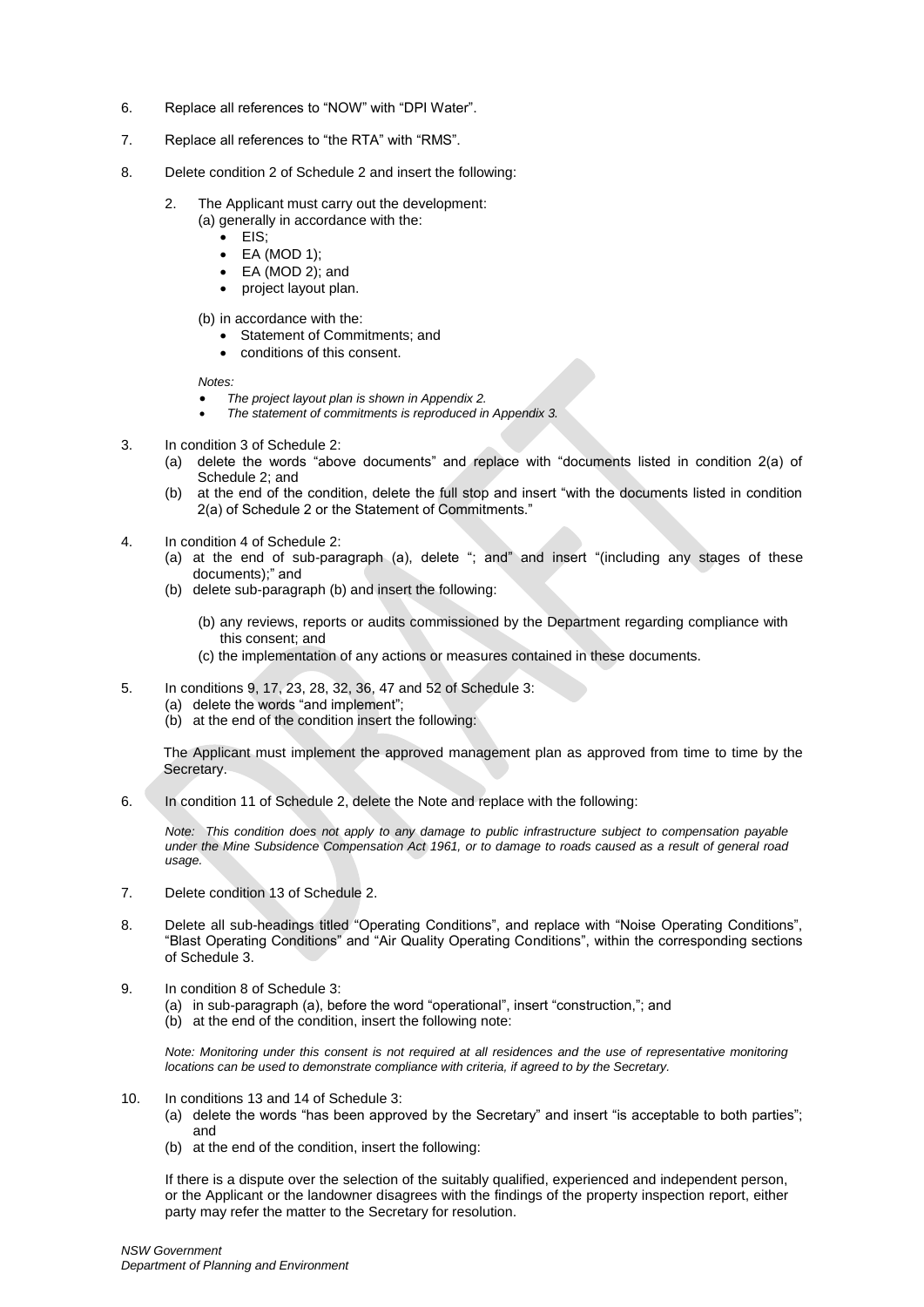6. Replace all references to "NOW" with "DPI Water".

7. Replace all references to "the RTA" with "RMS".

8. Delete condition 2 of Schedule 2 and insert the following:

   2. The Applicant must carry out the development:
      (a) generally in accordance with the:
      - EIS;
      - EA (MOD 1);
      - EA (MOD 2); and
      - project layout plan.

      (b) in accordance with the:
      - Statement of Commitments; and
      - conditions of this consent.

      *Notes:*
      - *The project layout plan is shown in Appendix 2.*
      - *The statement of commitments is reproduced in Appendix 3.*

3. In condition 3 of Schedule 2:
   (a) delete the words "above documents" and replace with "documents listed in condition 2(a) of Schedule 2; and
   (b) at the end of the condition, delete the full stop and insert "with the documents listed in condition 2(a) of Schedule 2 or the Statement of Commitments."

4. In condition 4 of Schedule 2:
   (a) at the end of sub-paragraph (a), delete "; and" and insert "(including any stages of these documents);" and
   (b) delete sub-paragraph (b) and insert the following:

      (b) any reviews, reports or audits commissioned by the Department regarding compliance with this consent; and
      (c) the implementation of any actions or measures contained in these documents.

5. In conditions 9, 17, 23, 28, 32, 36, 47 and 52 of Schedule 3:
   (a) delete the words "and implement";
   (b) at the end of the condition insert the following:

   The Applicant must implement the approved management plan as approved from time to time by the Secretary.

6. In condition 11 of Schedule 2, delete the Note and replace with the following:

   *Note: This condition does not apply to any damage to public infrastructure subject to compensation payable under the Mine Subsidence Compensation Act 1961, or to damage to roads caused as a result of general road usage.*

7. Delete condition 13 of Schedule 2.

8. Delete all sub-headings titled "Operating Conditions", and replace with "Noise Operating Conditions", "Blast Operating Conditions" and "Air Quality Operating Conditions", within the corresponding sections of Schedule 3.

9. In condition 8 of Schedule 3:
   (a) in sub-paragraph (a), before the word "operational", insert "construction,"; and
   (b) at the end of the condition, insert the following note:

   *Note: Monitoring under this consent is not required at all residences and the use of representative monitoring locations can be used to demonstrate compliance with criteria, if agreed to by the Secretary.*

10. In conditions 13 and 14 of Schedule 3:
    (a) delete the words "has been approved by the Secretary" and insert "is acceptable to both parties"; and
    (b) at the end of the condition, insert the following:

    If there is a dispute over the selection of the suitably qualified, experienced and independent person, or the Applicant or the landowner disagrees with the findings of the property inspection report, either party may refer the matter to the Secretary for resolution.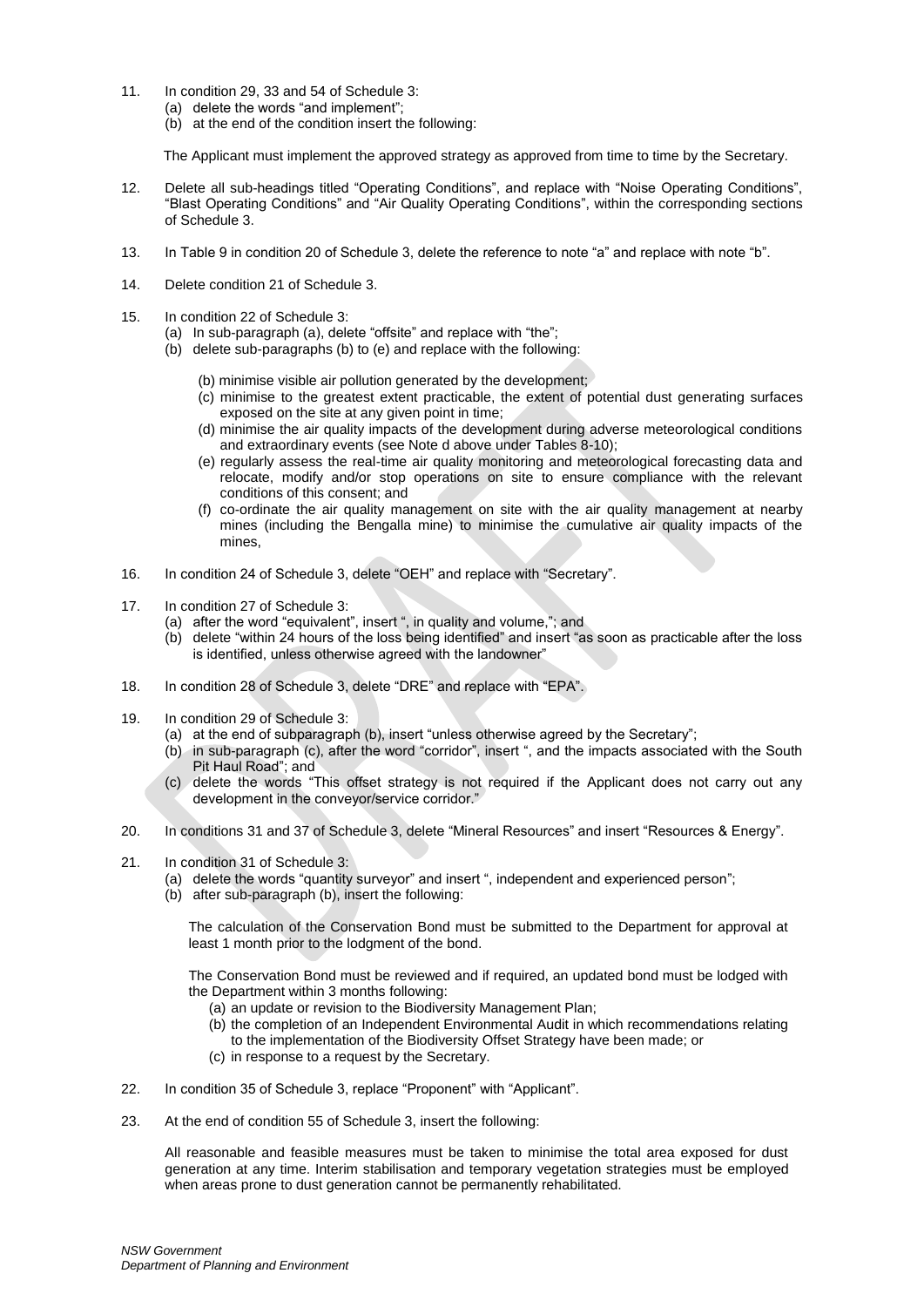11. In condition 29, 33 and 54 of Schedule 3:
    (a) delete the words "and implement";
    (b) at the end of the condition insert the following:

    The Applicant must implement the approved strategy as approved from time to time by the Secretary.

12. Delete all sub-headings titled "Operating Conditions", and replace with "Noise Operating Conditions", "Blast Operating Conditions" and "Air Quality Operating Conditions", within the corresponding sections of Schedule 3.

13. In Table 9 in condition 20 of Schedule 3, delete the reference to note "a" and replace with note "b".

14. Delete condition 21 of Schedule 3.

15. In condition 22 of Schedule 3:
    (a) In sub-paragraph (a), delete "offsite" and replace with "the";
    (b) delete sub-paragraphs (b) to (e) and replace with the following:

    (b) minimise visible air pollution generated by the development;
    (c) minimise to the greatest extent practicable, the extent of potential dust generating surfaces exposed on the site at any given point in time;
    (d) minimise the air quality impacts of the development during adverse meteorological conditions and extraordinary events (see Note d above under Tables 8-10);
    (e) regularly assess the real-time air quality monitoring and meteorological forecasting data and relocate, modify and/or stop operations on site to ensure compliance with the relevant conditions of this consent; and
    (f) co-ordinate the air quality management on site with the air quality management at nearby mines (including the Bengalla mine) to minimise the cumulative air quality impacts of the mines,

16. In condition 24 of Schedule 3, delete "OEH" and replace with "Secretary".

17. In condition 27 of Schedule 3:
    (a) after the word "equivalent", insert ", in quality and volume,"; and
    (b) delete "within 24 hours of the loss being identified" and insert "as soon as practicable after the loss is identified, unless otherwise agreed with the landowner"

18. In condition 28 of Schedule 3, delete "DRE" and replace with "EPA".

19. In condition 29 of Schedule 3:
    (a) at the end of subparagraph (b), insert "unless otherwise agreed by the Secretary";
    (b) in sub-paragraph (c), after the word "corridor", insert ", and the impacts associated with the South Pit Haul Road"; and
    (c) delete the words "This offset strategy is not required if the Applicant does not carry out any development in the conveyor/service corridor."

20. In conditions 31 and 37 of Schedule 3, delete "Mineral Resources" and insert "Resources & Energy".

21. In condition 31 of Schedule 3:
    (a) delete the words "quantity surveyor" and insert ", independent and experienced person";
    (b) after sub-paragraph (b), insert the following:

    The calculation of the Conservation Bond must be submitted to the Department for approval at least 1 month prior to the lodgment of the bond.

    The Conservation Bond must be reviewed and if required, an updated bond must be lodged with the Department within 3 months following:
    (a) an update or revision to the Biodiversity Management Plan;
    (b) the completion of an Independent Environmental Audit in which recommendations relating to the implementation of the Biodiversity Offset Strategy have been made; or
    (c) in response to a request by the Secretary.

22. In condition 35 of Schedule 3, replace "Proponent" with "Applicant".

23. At the end of condition 55 of Schedule 3, insert the following:

    All reasonable and feasible measures must be taken to minimise the total area exposed for dust generation at any time. Interim stabilisation and temporary vegetation strategies must be employed when areas prone to dust generation cannot be permanently rehabilitated.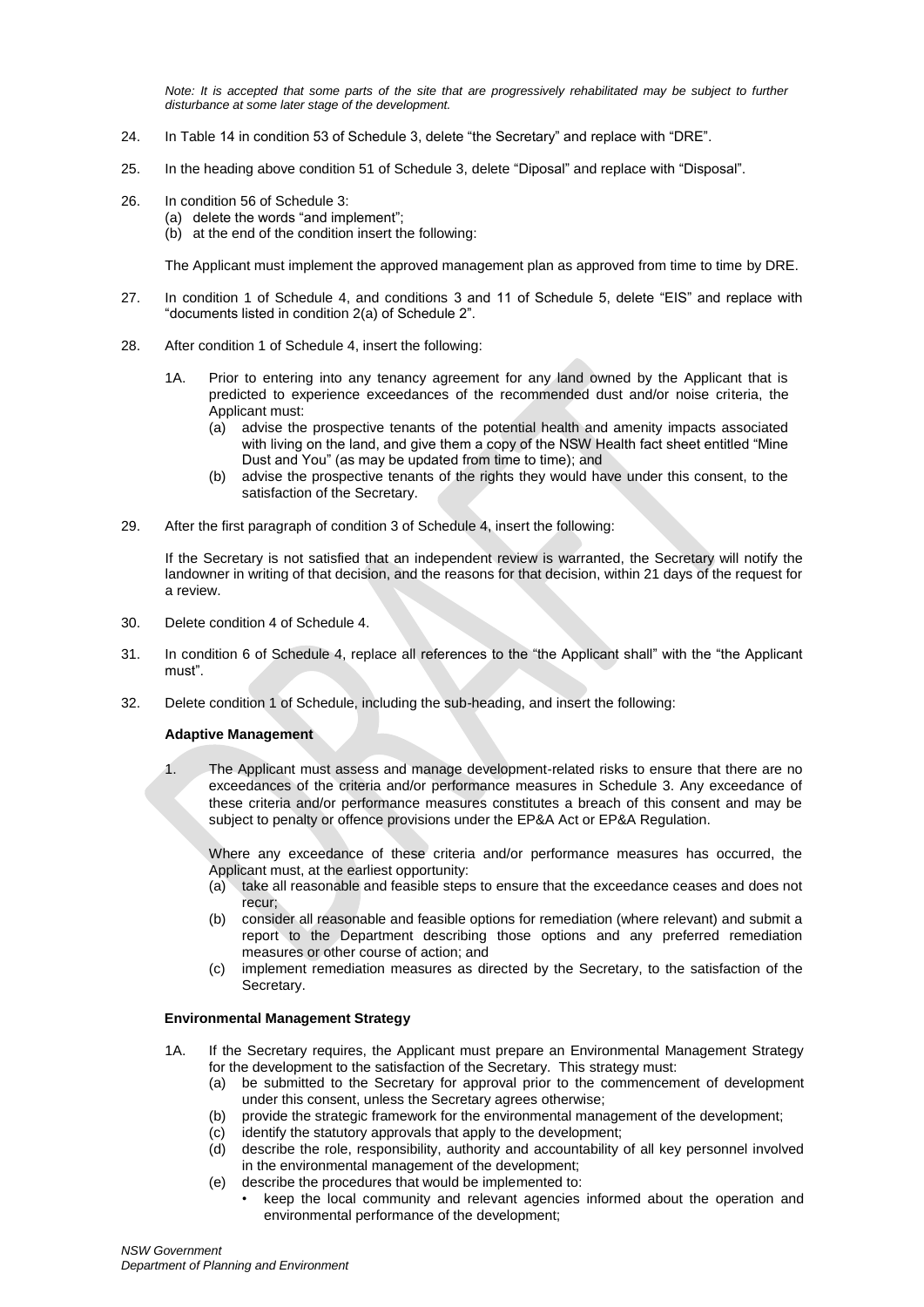*Note: It is accepted that some parts of the site that are progressively rehabilitated may be subject to further disturbance at some later stage of the development.*

24. In Table 14 in condition 53 of Schedule 3, delete "the Secretary" and replace with "DRE".

25. In the heading above condition 51 of Schedule 3, delete "Diposal" and replace with "Disposal".

26. In condition 56 of Schedule 3:
    (a) delete the words "and implement";
    (b) at the end of the condition insert the following:

    The Applicant must implement the approved management plan as approved from time to time by DRE.

27. In condition 1 of Schedule 4, and conditions 3 and 11 of Schedule 5, delete "EIS" and replace with "documents listed in condition 2(a) of Schedule 2".

28. After condition 1 of Schedule 4, insert the following:

    1A. Prior to entering into any tenancy agreement for any land owned by the Applicant that is predicted to experience exceedances of the recommended dust and/or noise criteria, the Applicant must:
    (a) advise the prospective tenants of the potential health and amenity impacts associated with living on the land, and give them a copy of the NSW Health fact sheet entitled "Mine Dust and You" (as may be updated from time to time); and
    (b) advise the prospective tenants of the rights they would have under this consent, to the satisfaction of the Secretary.

29. After the first paragraph of condition 3 of Schedule 4, insert the following:

    If the Secretary is not satisfied that an independent review is warranted, the Secretary will notify the landowner in writing of that decision, and the reasons for that decision, within 21 days of the request for a review.

30. Delete condition 4 of Schedule 4.

31. In condition 6 of Schedule 4, replace all references to the "the Applicant shall" with the "the Applicant must".

32. Delete condition 1 of Schedule, including the sub-heading, and insert the following:

    **Adaptive Management**

    1. The Applicant must assess and manage development-related risks to ensure that there are no exceedances of the criteria and/or performance measures in Schedule 3. Any exceedance of these criteria and/or performance measures constitutes a breach of this consent and may be subject to penalty or offence provisions under the EP&A Act or EP&A Regulation.

    Where any exceedance of these criteria and/or performance measures has occurred, the Applicant must, at the earliest opportunity:
    (a) take all reasonable and feasible steps to ensure that the exceedance ceases and does not recur;
    (b) consider all reasonable and feasible options for remediation (where relevant) and submit a report to the Department describing those options and any preferred remediation measures or other course of action; and
    (c) implement remediation measures as directed by the Secretary, to the satisfaction of the Secretary.

    **Environmental Management Strategy**

    1A. If the Secretary requires, the Applicant must prepare an Environmental Management Strategy for the development to the satisfaction of the Secretary. This strategy must:
    (a) be submitted to the Secretary for approval prior to the commencement of development under this consent, unless the Secretary agrees otherwise;
    (b) provide the strategic framework for the environmental management of the development;
    (c) identify the statutory approvals that apply to the development;
    (d) describe the role, responsibility, authority and accountability of all key personnel involved in the environmental management of the development;
    (e) describe the procedures that would be implemented to:
    - keep the local community and relevant agencies informed about the operation and environmental performance of the development;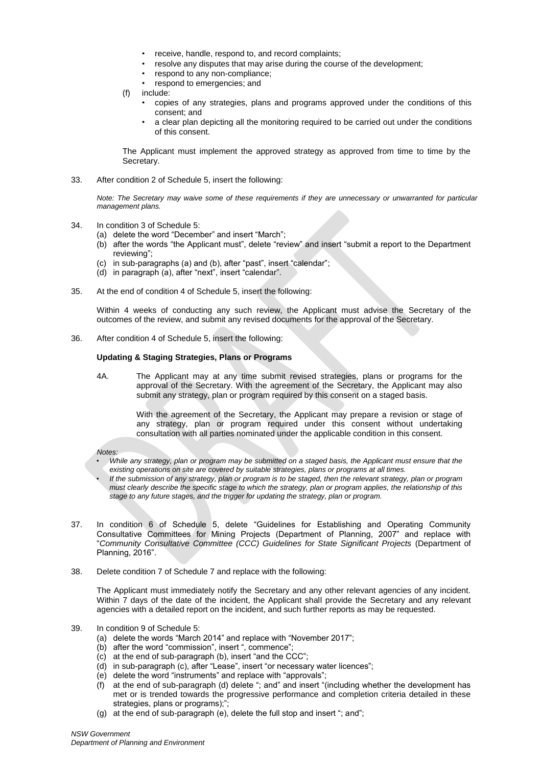- receive, handle, respond to, and record complaints;
- resolve any disputes that may arise during the course of the development;
- respond to any non-compliance;
- respond to emergencies; and

(f) include:

- copies of any strategies, plans and programs approved under the conditions of this consent; and
- a clear plan depicting all the monitoring required to be carried out under the conditions of this consent.

The Applicant must implement the approved strategy as approved from time to time by the Secretary.

33. After condition 2 of Schedule 5, insert the following:

*Note: The Secretary may waive some of these requirements if they are unnecessary or unwarranted for particular management plans.*

34. In condition 3 of Schedule 5:
    (a) delete the word "December" and insert "March";
    (b) after the words "the Applicant must", delete "review" and insert "submit a report to the Department reviewing";
    (c) in sub-paragraphs (a) and (b), after "past", insert "calendar";
    (d) in paragraph (a), after "next", insert "calendar".

35. At the end of condition 4 of Schedule 5, insert the following:

Within 4 weeks of conducting any such review, the Applicant must advise the Secretary of the outcomes of the review, and submit any revised documents for the approval of the Secretary.

36. After condition 4 of Schedule 5, insert the following:

**Updating & Staging Strategies, Plans or Programs**

4A. The Applicant may at any time submit revised strategies, plans or programs for the approval of the Secretary. With the agreement of the Secretary, the Applicant may also submit any strategy, plan or program required by this consent on a staged basis.

With the agreement of the Secretary, the Applicant may prepare a revision or stage of any strategy, plan or program required under this consent without undertaking consultation with all parties nominated under the applicable condition in this consent.

*Notes:*

- *While any strategy, plan or program may be submitted on a staged basis, the Applicant must ensure that the existing operations on site are covered by suitable strategies, plans or programs at all times.*
- *If the submission of any strategy, plan or program is to be staged, then the relevant strategy, plan or program must clearly describe the specific stage to which the strategy, plan or program applies, the relationship of this stage to any future stages, and the trigger for updating the strategy, plan or program.*

37. In condition 6 of Schedule 5, delete "Guidelines for Establishing and Operating Community Consultative Committees for Mining Projects (Department of Planning, 2007" and replace with "*Community Consultative Committee (CCC) Guidelines for State Significant Projects* (Department of Planning, 2016".

38. Delete condition 7 of Schedule 7 and replace with the following:

The Applicant must immediately notify the Secretary and any other relevant agencies of any incident. Within 7 days of the date of the incident, the Applicant shall provide the Secretary and any relevant agencies with a detailed report on the incident, and such further reports as may be requested.

39. In condition 9 of Schedule 5:
    (a) delete the words "March 2014" and replace with "November 2017";
    (b) after the word "commission", insert ", commence";
    (c) at the end of sub-paragraph (b), insert "and the CCC";
    (d) in sub-paragraph (c), after "Lease", insert "or necessary water licences";
    (e) delete the word "instruments" and replace with "approvals";
    (f) at the end of sub-paragraph (d) delete "; and" and insert "(including whether the development has met or is trended towards the progressive performance and completion criteria detailed in these strategies, plans or programs);";
    (g) at the end of sub-paragraph (e), delete the full stop and insert "; and";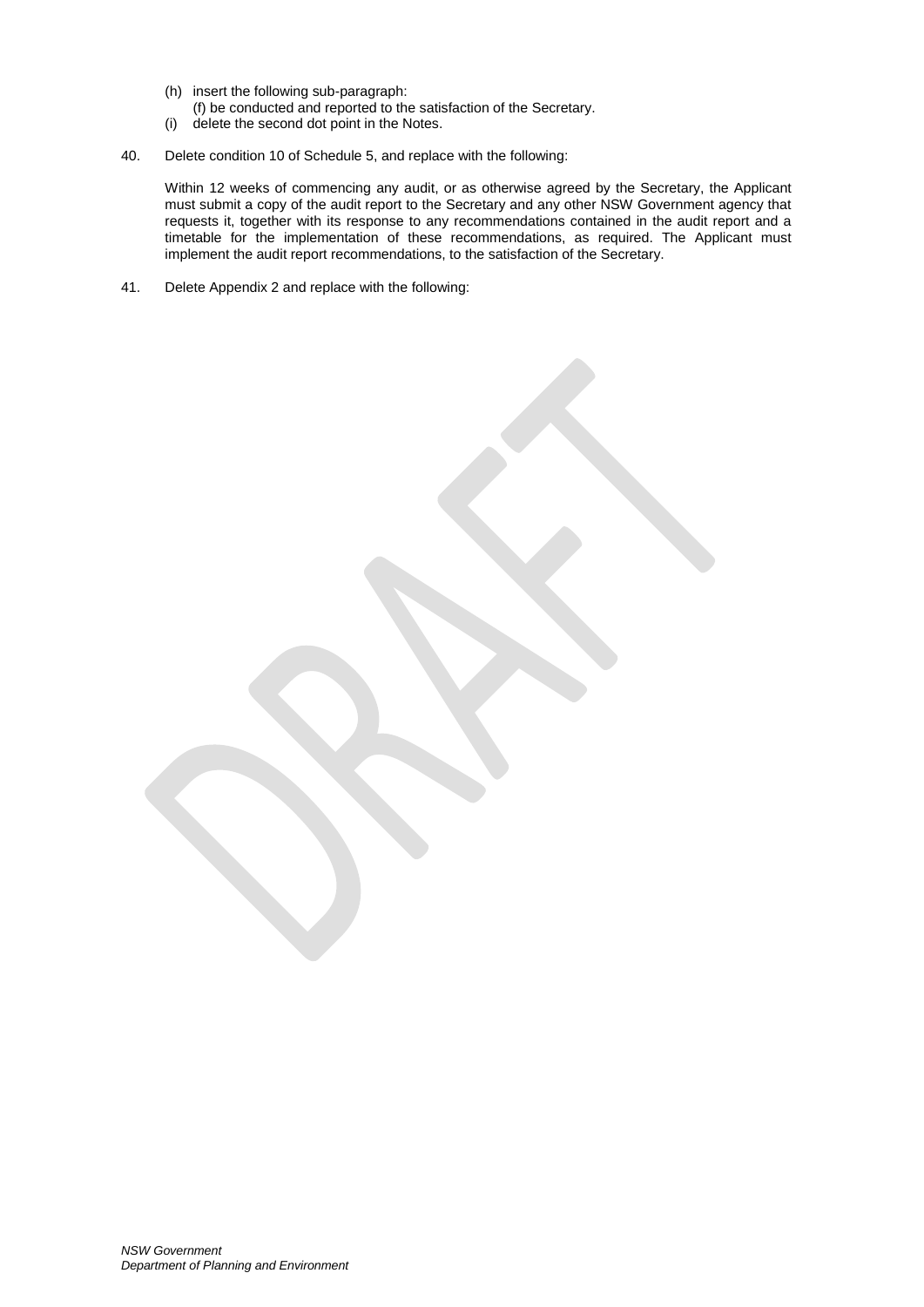(h) insert the following sub-paragraph:
   (f) be conducted and reported to the satisfaction of the Secretary.
(i) delete the second dot point in the Notes.

40. Delete condition 10 of Schedule 5, and replace with the following:

    Within 12 weeks of commencing any audit, or as otherwise agreed by the Secretary, the Applicant must submit a copy of the audit report to the Secretary and any other NSW Government agency that requests it, together with its response to any recommendations contained in the audit report and a timetable for the implementation of these recommendations, as required. The Applicant must implement the audit report recommendations, to the satisfaction of the Secretary.

41. Delete Appendix 2 and replace with the following: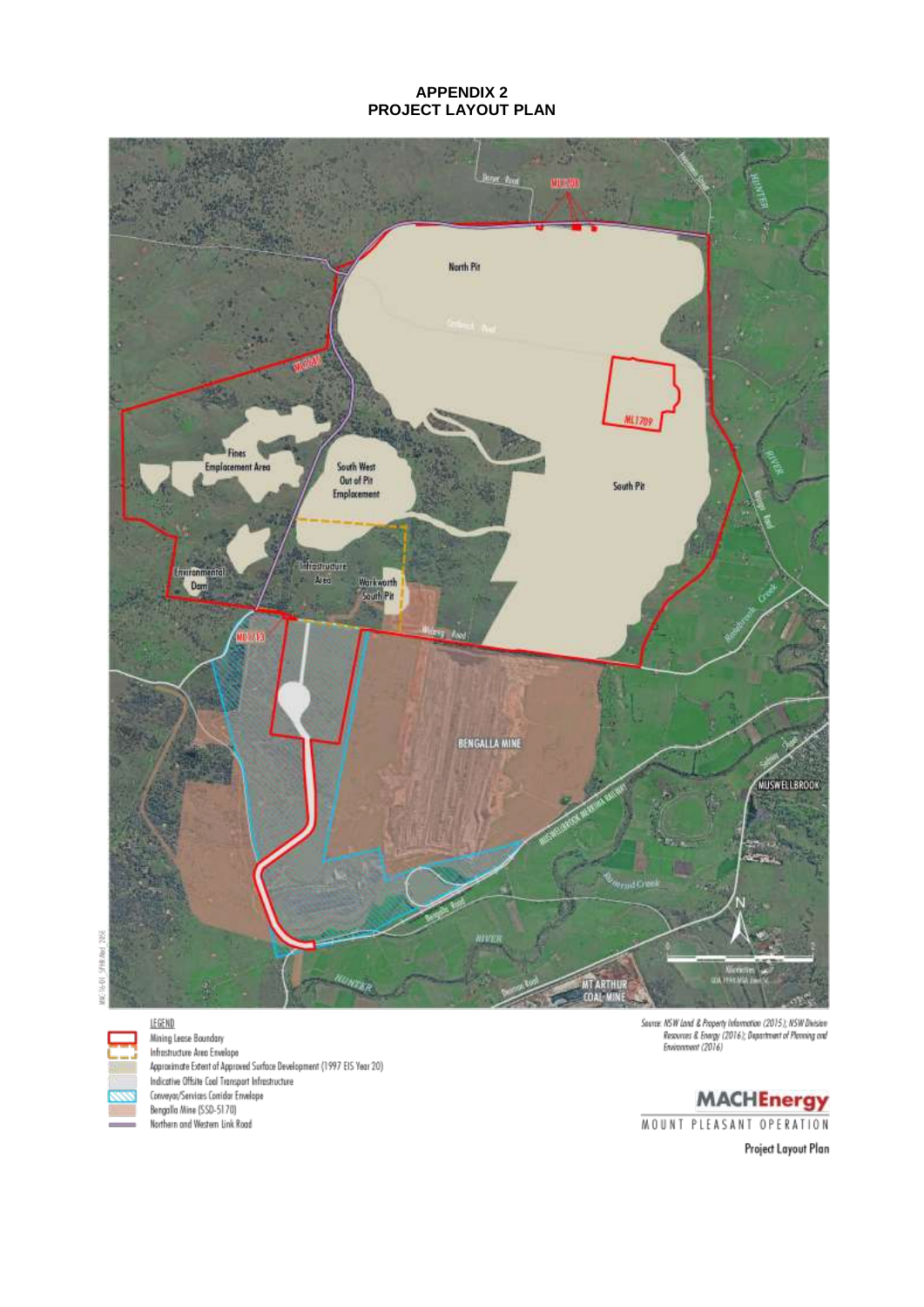# APPENDIX 2
## PROJECT LAYOUT PLAN

North Pit

South Pit

ML1708

ML1709

ML1645

ML1713

Fines Emplacement Area

South West Out of Pit Emplacement

Environmental Dam

Infrastructure Area

Warkworth South Pit

BENGALLA MINE

MUSWELLBROOK

MT ARTHUR COAL MINE

HUNTER RIVER

**LEGEND**

- Mining Lease Boundary
- Infrastructure Area Envelope
- Approximate Extent of Approved Surface Development (1997 EIS Year 20)
- Indicative Offsite Coal Transport Infrastructure
- Conveyor/Services Corridor Envelope
- Bengalla Mine (SSD-5170)
- Northern and Western Link Road

Source: NSW Land & Property Information (2015); NSW Division Resources & Energy (2016); Department of Planning and Environment (2016)

MACHEnergy

MOUNT PLEASANT OPERATION

Project Layout Plan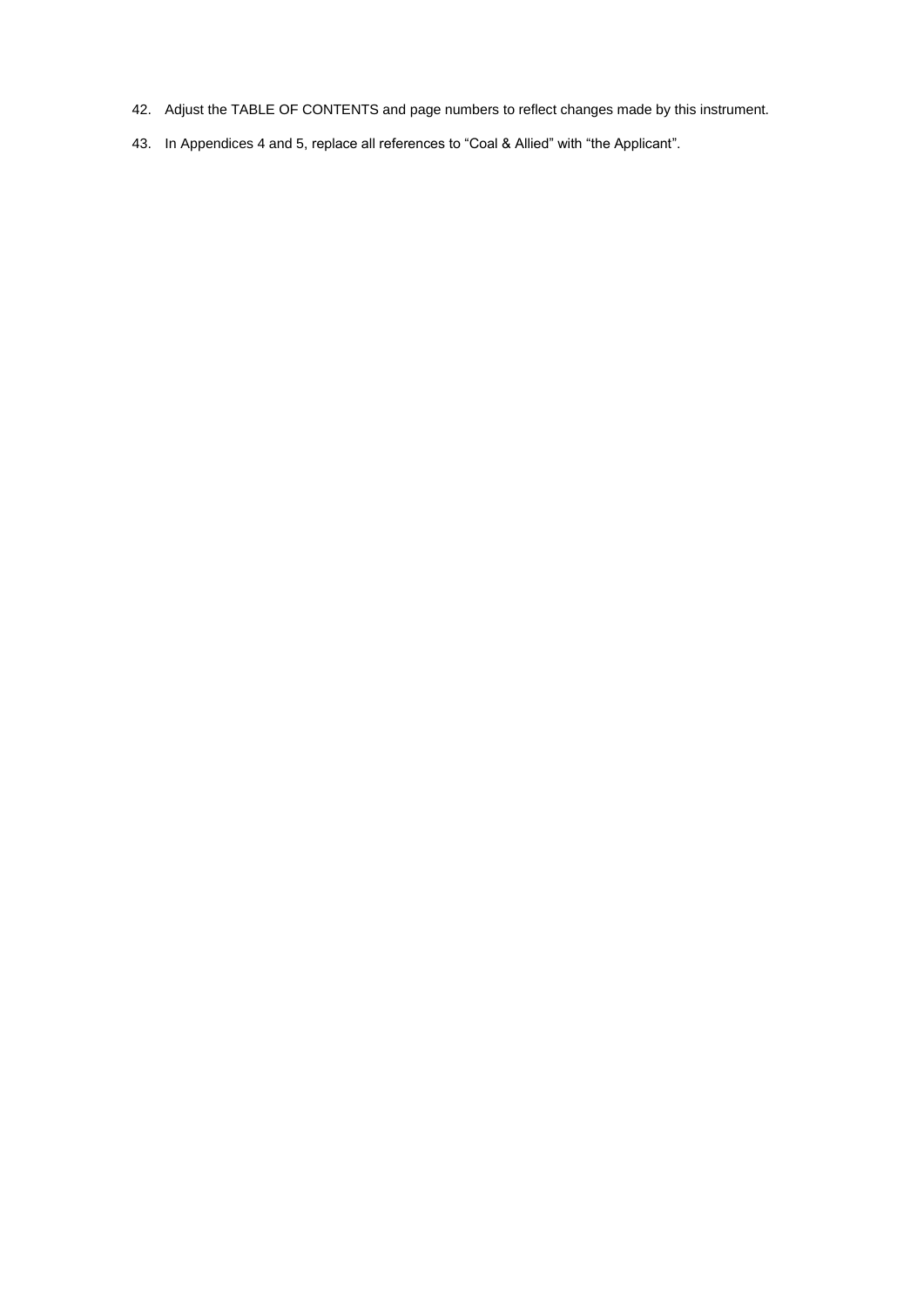42. Adjust the TABLE OF CONTENTS and page numbers to reflect changes made by this instrument.

43. In Appendices 4 and 5, replace all references to “Coal & Allied” with “the Applicant”.